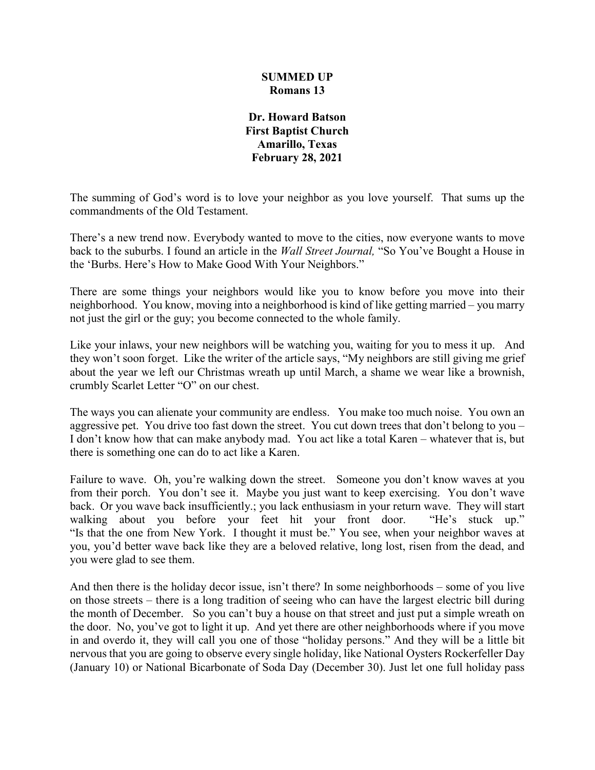**SUMMED UP**
**Romans 13**

**Dr. Howard Batson**
**First Baptist Church**
**Amarillo, Texas**
**February 28, 2021**

The summing of God's word is to love your neighbor as you love yourself. That sums up the commandments of the Old Testament.

There's a new trend now. Everybody wanted to move to the cities, now everyone wants to move back to the suburbs. I found an article in the *Wall Street Journal,* "So You've Bought a House in the 'Burbs. Here's How to Make Good With Your Neighbors."

There are some things your neighbors would like you to know before you move into their neighborhood. You know, moving into a neighborhood is kind of like getting married – you marry not just the girl or the guy; you become connected to the whole family.

Like your inlaws, your new neighbors will be watching you, waiting for you to mess it up. And they won't soon forget. Like the writer of the article says, "My neighbors are still giving me grief about the year we left our Christmas wreath up until March, a shame we wear like a brownish, crumbly Scarlet Letter "O" on our chest.

The ways you can alienate your community are endless. You make too much noise. You own an aggressive pet. You drive too fast down the street. You cut down trees that don't belong to you – I don't know how that can make anybody mad. You act like a total Karen – whatever that is, but there is something one can do to act like a Karen.

Failure to wave. Oh, you're walking down the street. Someone you don't know waves at you from their porch. You don't see it. Maybe you just want to keep exercising. You don't wave back. Or you wave back insufficiently.; you lack enthusiasm in your return wave. They will start walking about you before your feet hit your front door. "He's stuck up." "Is that the one from New York. I thought it must be." You see, when your neighbor waves at you, you'd better wave back like they are a beloved relative, long lost, risen from the dead, and you were glad to see them.

And then there is the holiday decor issue, isn't there? In some neighborhoods – some of you live on those streets – there is a long tradition of seeing who can have the largest electric bill during the month of December. So you can't buy a house on that street and just put a simple wreath on the door. No, you've got to light it up. And yet there are other neighborhoods where if you move in and overdo it, they will call you one of those "holiday persons." And they will be a little bit nervous that you are going to observe every single holiday, like National Oysters Rockerfeller Day (January 10) or National Bicarbonate of Soda Day (December 30). Just let one full holiday pass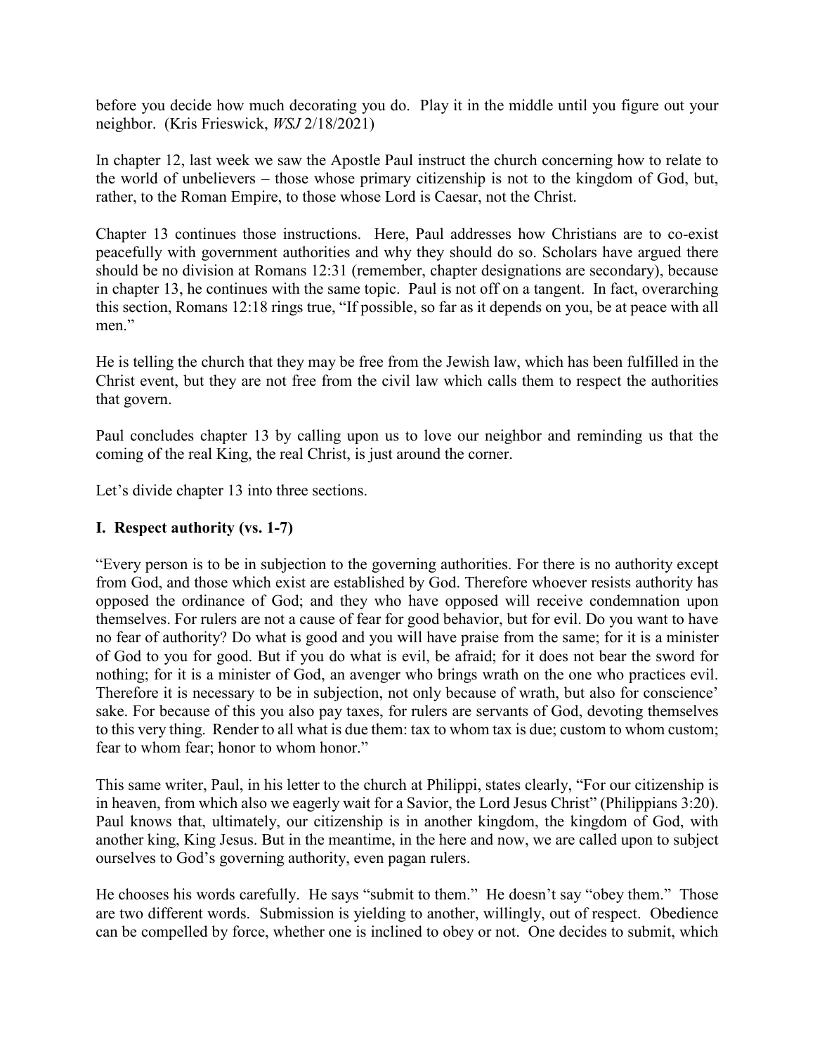before you decide how much decorating you do. Play it in the middle until you figure out your neighbor. (Kris Frieswick, *WSJ* 2/18/2021)

In chapter 12, last week we saw the Apostle Paul instruct the church concerning how to relate to the world of unbelievers – those whose primary citizenship is not to the kingdom of God, but, rather, to the Roman Empire, to those whose Lord is Caesar, not the Christ.

Chapter 13 continues those instructions. Here, Paul addresses how Christians are to co-exist peacefully with government authorities and why they should do so. Scholars have argued there should be no division at Romans 12:31 (remember, chapter designations are secondary), because in chapter 13, he continues with the same topic. Paul is not off on a tangent. In fact, overarching this section, Romans 12:18 rings true, "If possible, so far as it depends on you, be at peace with all men."

He is telling the church that they may be free from the Jewish law, which has been fulfilled in the Christ event, but they are not free from the civil law which calls them to respect the authorities that govern.

Paul concludes chapter 13 by calling upon us to love our neighbor and reminding us that the coming of the real King, the real Christ, is just around the corner.

Let's divide chapter 13 into three sections.

## I. Respect authority (vs. 1-7)

"Every person is to be in subjection to the governing authorities. For there is no authority except from God, and those which exist are established by God. Therefore whoever resists authority has opposed the ordinance of God; and they who have opposed will receive condemnation upon themselves. For rulers are not a cause of fear for good behavior, but for evil. Do you want to have no fear of authority? Do what is good and you will have praise from the same; for it is a minister of God to you for good. But if you do what is evil, be afraid; for it does not bear the sword for nothing; for it is a minister of God, an avenger who brings wrath on the one who practices evil. Therefore it is necessary to be in subjection, not only because of wrath, but also for conscience' sake. For because of this you also pay taxes, for rulers are servants of God, devoting themselves to this very thing. Render to all what is due them: tax to whom tax is due; custom to whom custom; fear to whom fear; honor to whom honor."

This same writer, Paul, in his letter to the church at Philippi, states clearly, "For our citizenship is in heaven, from which also we eagerly wait for a Savior, the Lord Jesus Christ" (Philippians 3:20). Paul knows that, ultimately, our citizenship is in another kingdom, the kingdom of God, with another king, King Jesus. But in the meantime, in the here and now, we are called upon to subject ourselves to God's governing authority, even pagan rulers.

He chooses his words carefully. He says "submit to them." He doesn't say "obey them." Those are two different words. Submission is yielding to another, willingly, out of respect. Obedience can be compelled by force, whether one is inclined to obey or not. One decides to submit, which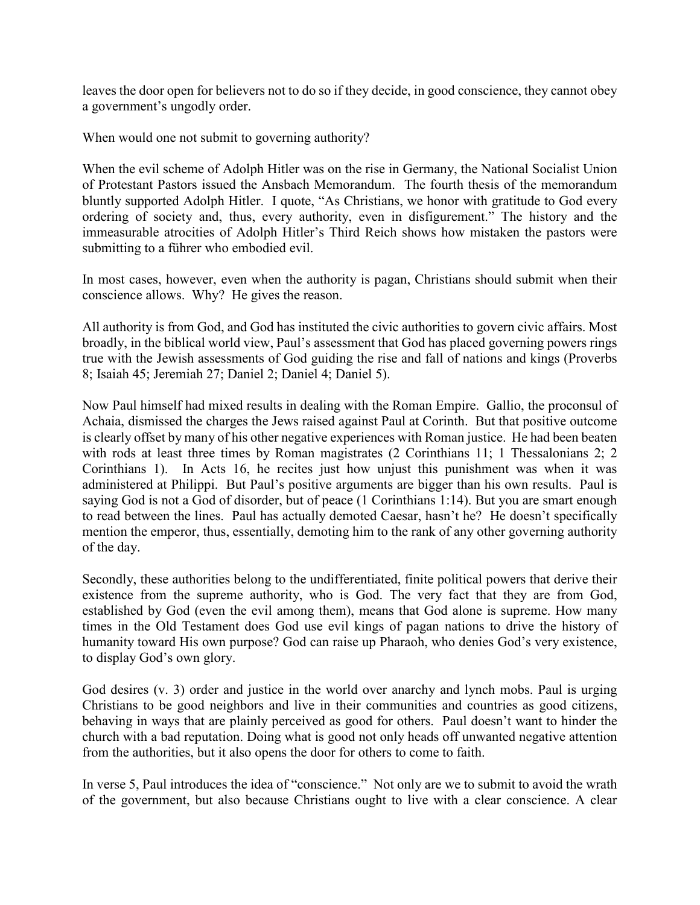leaves the door open for believers not to do so if they decide, in good conscience, they cannot obey a government's ungodly order.

When would one not submit to governing authority?

When the evil scheme of Adolph Hitler was on the rise in Germany, the National Socialist Union of Protestant Pastors issued the Ansbach Memorandum. The fourth thesis of the memorandum bluntly supported Adolph Hitler. I quote, "As Christians, we honor with gratitude to God every ordering of society and, thus, every authority, even in disfigurement." The history and the immeasurable atrocities of Adolph Hitler's Third Reich shows how mistaken the pastors were submitting to a führer who embodied evil.

In most cases, however, even when the authority is pagan, Christians should submit when their conscience allows. Why? He gives the reason.

All authority is from God, and God has instituted the civic authorities to govern civic affairs. Most broadly, in the biblical world view, Paul's assessment that God has placed governing powers rings true with the Jewish assessments of God guiding the rise and fall of nations and kings (Proverbs 8; Isaiah 45; Jeremiah 27; Daniel 2; Daniel 4; Daniel 5).

Now Paul himself had mixed results in dealing with the Roman Empire. Gallio, the proconsul of Achaia, dismissed the charges the Jews raised against Paul at Corinth. But that positive outcome is clearly offset by many of his other negative experiences with Roman justice. He had been beaten with rods at least three times by Roman magistrates (2 Corinthians 11; 1 Thessalonians 2; 2 Corinthians 1). In Acts 16, he recites just how unjust this punishment was when it was administered at Philippi. But Paul's positive arguments are bigger than his own results. Paul is saying God is not a God of disorder, but of peace (1 Corinthians 1:14). But you are smart enough to read between the lines. Paul has actually demoted Caesar, hasn't he? He doesn't specifically mention the emperor, thus, essentially, demoting him to the rank of any other governing authority of the day.

Secondly, these authorities belong to the undifferentiated, finite political powers that derive their existence from the supreme authority, who is God. The very fact that they are from God, established by God (even the evil among them), means that God alone is supreme. How many times in the Old Testament does God use evil kings of pagan nations to drive the history of humanity toward His own purpose? God can raise up Pharaoh, who denies God's very existence, to display God's own glory.

God desires (v. 3) order and justice in the world over anarchy and lynch mobs. Paul is urging Christians to be good neighbors and live in their communities and countries as good citizens, behaving in ways that are plainly perceived as good for others. Paul doesn't want to hinder the church with a bad reputation. Doing what is good not only heads off unwanted negative attention from the authorities, but it also opens the door for others to come to faith.

In verse 5, Paul introduces the idea of "conscience." Not only are we to submit to avoid the wrath of the government, but also because Christians ought to live with a clear conscience. A clear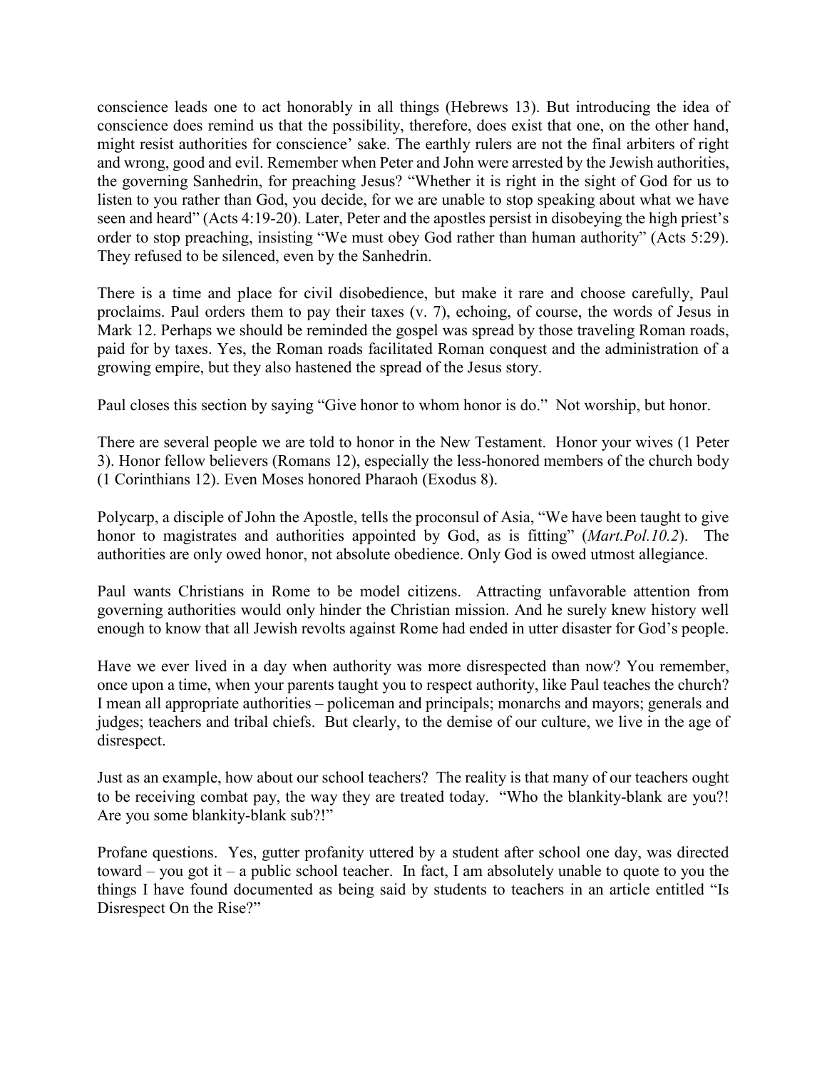conscience leads one to act honorably in all things (Hebrews 13). But introducing the idea of conscience does remind us that the possibility, therefore, does exist that one, on the other hand, might resist authorities for conscience' sake. The earthly rulers are not the final arbiters of right and wrong, good and evil. Remember when Peter and John were arrested by the Jewish authorities, the governing Sanhedrin, for preaching Jesus? "Whether it is right in the sight of God for us to listen to you rather than God, you decide, for we are unable to stop speaking about what we have seen and heard" (Acts 4:19-20). Later, Peter and the apostles persist in disobeying the high priest's order to stop preaching, insisting "We must obey God rather than human authority" (Acts 5:29). They refused to be silenced, even by the Sanhedrin.

There is a time and place for civil disobedience, but make it rare and choose carefully, Paul proclaims. Paul orders them to pay their taxes (v. 7), echoing, of course, the words of Jesus in Mark 12. Perhaps we should be reminded the gospel was spread by those traveling Roman roads, paid for by taxes. Yes, the Roman roads facilitated Roman conquest and the administration of a growing empire, but they also hastened the spread of the Jesus story.

Paul closes this section by saying "Give honor to whom honor is do." Not worship, but honor.

There are several people we are told to honor in the New Testament. Honor your wives (1 Peter 3). Honor fellow believers (Romans 12), especially the less-honored members of the church body (1 Corinthians 12). Even Moses honored Pharaoh (Exodus 8).

Polycarp, a disciple of John the Apostle, tells the proconsul of Asia, "We have been taught to give honor to magistrates and authorities appointed by God, as is fitting" (*Mart.Pol.10.2*). The authorities are only owed honor, not absolute obedience. Only God is owed utmost allegiance.

Paul wants Christians in Rome to be model citizens. Attracting unfavorable attention from governing authorities would only hinder the Christian mission. And he surely knew history well enough to know that all Jewish revolts against Rome had ended in utter disaster for God's people.

Have we ever lived in a day when authority was more disrespected than now? You remember, once upon a time, when your parents taught you to respect authority, like Paul teaches the church? I mean all appropriate authorities – policeman and principals; monarchs and mayors; generals and judges; teachers and tribal chiefs. But clearly, to the demise of our culture, we live in the age of disrespect.

Just as an example, how about our school teachers? The reality is that many of our teachers ought to be receiving combat pay, the way they are treated today. "Who the blankity-blank are you?! Are you some blankity-blank sub?!"

Profane questions. Yes, gutter profanity uttered by a student after school one day, was directed toward – you got it – a public school teacher. In fact, I am absolutely unable to quote to you the things I have found documented as being said by students to teachers in an article entitled "Is Disrespect On the Rise?"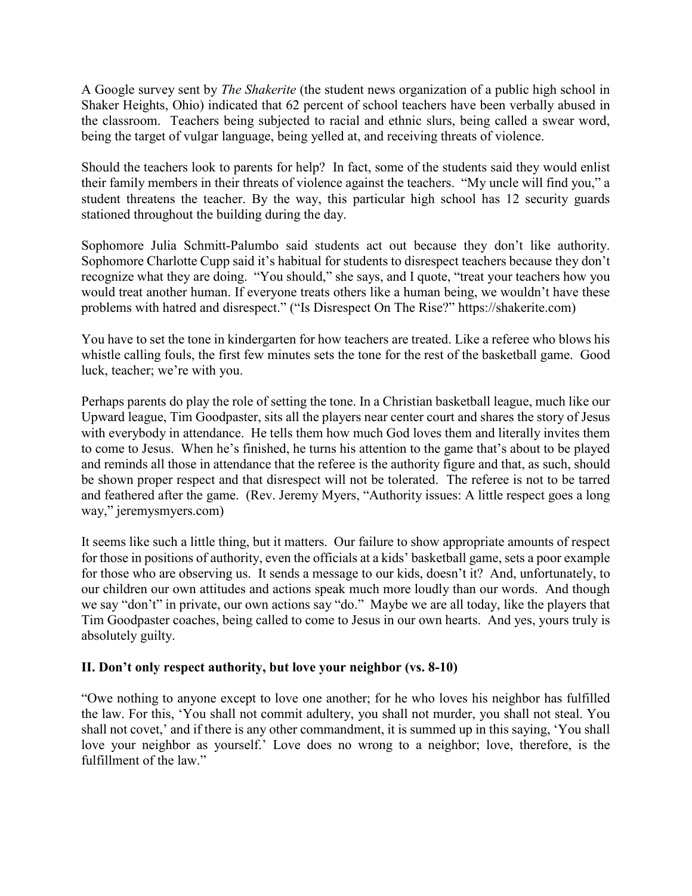A Google survey sent by *The Shakerite* (the student news organization of a public high school in Shaker Heights, Ohio) indicated that 62 percent of school teachers have been verbally abused in the classroom. Teachers being subjected to racial and ethnic slurs, being called a swear word, being the target of vulgar language, being yelled at, and receiving threats of violence.

Should the teachers look to parents for help? In fact, some of the students said they would enlist their family members in their threats of violence against the teachers. "My uncle will find you," a student threatens the teacher. By the way, this particular high school has 12 security guards stationed throughout the building during the day.

Sophomore Julia Schmitt-Palumbo said students act out because they don't like authority. Sophomore Charlotte Cupp said it's habitual for students to disrespect teachers because they don't recognize what they are doing. "You should," she says, and I quote, "treat your teachers how you would treat another human. If everyone treats others like a human being, we wouldn't have these problems with hatred and disrespect." ("Is Disrespect On The Rise?" https://shakerite.com)

You have to set the tone in kindergarten for how teachers are treated. Like a referee who blows his whistle calling fouls, the first few minutes sets the tone for the rest of the basketball game. Good luck, teacher; we're with you.

Perhaps parents do play the role of setting the tone. In a Christian basketball league, much like our Upward league, Tim Goodpaster, sits all the players near center court and shares the story of Jesus with everybody in attendance. He tells them how much God loves them and literally invites them to come to Jesus. When he's finished, he turns his attention to the game that's about to be played and reminds all those in attendance that the referee is the authority figure and that, as such, should be shown proper respect and that disrespect will not be tolerated. The referee is not to be tarred and feathered after the game. (Rev. Jeremy Myers, "Authority issues: A little respect goes a long way," jeremysmyers.com)

It seems like such a little thing, but it matters. Our failure to show appropriate amounts of respect for those in positions of authority, even the officials at a kids' basketball game, sets a poor example for those who are observing us. It sends a message to our kids, doesn't it? And, unfortunately, to our children our own attitudes and actions speak much more loudly than our words. And though we say "don't" in private, our own actions say "do." Maybe we are all today, like the players that Tim Goodpaster coaches, being called to come to Jesus in our own hearts. And yes, yours truly is absolutely guilty.

**II. Don't only respect authority, but love your neighbor (vs. 8-10)**

"Owe nothing to anyone except to love one another; for he who loves his neighbor has fulfilled the law. For this, 'You shall not commit adultery, you shall not murder, you shall not steal. You shall not covet,' and if there is any other commandment, it is summed up in this saying, 'You shall love your neighbor as yourself.' Love does no wrong to a neighbor; love, therefore, is the fulfillment of the law."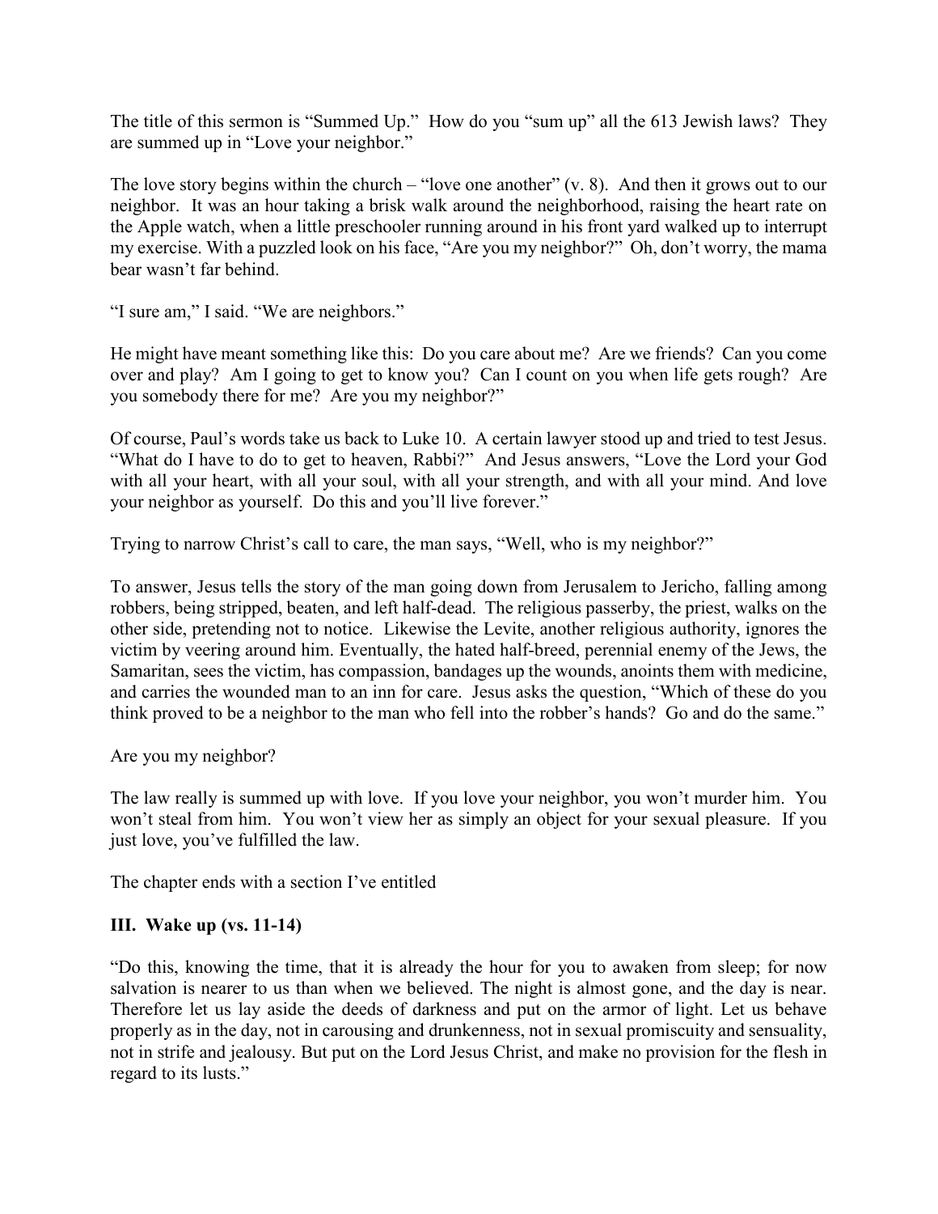The title of this sermon is "Summed Up." How do you "sum up" all the 613 Jewish laws? They are summed up in "Love your neighbor."

The love story begins within the church – "love one another" (v. 8). And then it grows out to our neighbor. It was an hour taking a brisk walk around the neighborhood, raising the heart rate on the Apple watch, when a little preschooler running around in his front yard walked up to interrupt my exercise. With a puzzled look on his face, "Are you my neighbor?" Oh, don't worry, the mama bear wasn't far behind.

"I sure am," I said. "We are neighbors."

He might have meant something like this: Do you care about me? Are we friends? Can you come over and play? Am I going to get to know you? Can I count on you when life gets rough? Are you somebody there for me? Are you my neighbor?"

Of course, Paul's words take us back to Luke 10. A certain lawyer stood up and tried to test Jesus. "What do I have to do to get to heaven, Rabbi?" And Jesus answers, "Love the Lord your God with all your heart, with all your soul, with all your strength, and with all your mind. And love your neighbor as yourself. Do this and you'll live forever."

Trying to narrow Christ's call to care, the man says, "Well, who is my neighbor?"

To answer, Jesus tells the story of the man going down from Jerusalem to Jericho, falling among robbers, being stripped, beaten, and left half-dead. The religious passerby, the priest, walks on the other side, pretending not to notice. Likewise the Levite, another religious authority, ignores the victim by veering around him. Eventually, the hated half-breed, perennial enemy of the Jews, the Samaritan, sees the victim, has compassion, bandages up the wounds, anoints them with medicine, and carries the wounded man to an inn for care. Jesus asks the question, "Which of these do you think proved to be a neighbor to the man who fell into the robber's hands? Go and do the same."

Are you my neighbor?

The law really is summed up with love. If you love your neighbor, you won't murder him. You won't steal from him. You won't view her as simply an object for your sexual pleasure. If you just love, you've fulfilled the law.

The chapter ends with a section I've entitled

**III. Wake up (vs. 11-14)**

"Do this, knowing the time, that it is already the hour for you to awaken from sleep; for now salvation is nearer to us than when we believed. The night is almost gone, and the day is near. Therefore let us lay aside the deeds of darkness and put on the armor of light. Let us behave properly as in the day, not in carousing and drunkenness, not in sexual promiscuity and sensuality, not in strife and jealousy. But put on the Lord Jesus Christ, and make no provision for the flesh in regard to its lusts."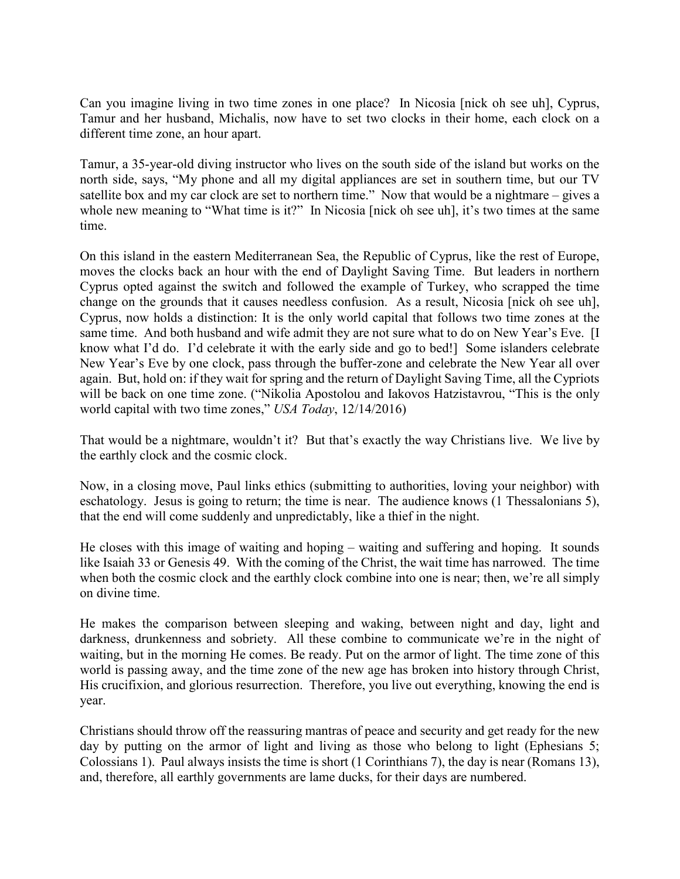Can you imagine living in two time zones in one place? In Nicosia [nick oh see uh], Cyprus, Tamur and her husband, Michalis, now have to set two clocks in their home, each clock on a different time zone, an hour apart.

Tamur, a 35-year-old diving instructor who lives on the south side of the island but works on the north side, says, "My phone and all my digital appliances are set in southern time, but our TV satellite box and my car clock are set to northern time." Now that would be a nightmare – gives a whole new meaning to "What time is it?" In Nicosia [nick oh see uh], it's two times at the same time.

On this island in the eastern Mediterranean Sea, the Republic of Cyprus, like the rest of Europe, moves the clocks back an hour with the end of Daylight Saving Time. But leaders in northern Cyprus opted against the switch and followed the example of Turkey, who scrapped the time change on the grounds that it causes needless confusion. As a result, Nicosia [nick oh see uh], Cyprus, now holds a distinction: It is the only world capital that follows two time zones at the same time. And both husband and wife admit they are not sure what to do on New Year's Eve. [I know what I'd do. I'd celebrate it with the early side and go to bed!] Some islanders celebrate New Year's Eve by one clock, pass through the buffer-zone and celebrate the New Year all over again. But, hold on: if they wait for spring and the return of Daylight Saving Time, all the Cypriots will be back on one time zone. ("Nikolia Apostolou and Iakovos Hatzistavrou, "This is the only world capital with two time zones," *USA Today*, 12/14/2016)

That would be a nightmare, wouldn't it? But that's exactly the way Christians live. We live by the earthly clock and the cosmic clock.

Now, in a closing move, Paul links ethics (submitting to authorities, loving your neighbor) with eschatology. Jesus is going to return; the time is near. The audience knows (1 Thessalonians 5), that the end will come suddenly and unpredictably, like a thief in the night.

He closes with this image of waiting and hoping – waiting and suffering and hoping. It sounds like Isaiah 33 or Genesis 49. With the coming of the Christ, the wait time has narrowed. The time when both the cosmic clock and the earthly clock combine into one is near; then, we're all simply on divine time.

He makes the comparison between sleeping and waking, between night and day, light and darkness, drunkenness and sobriety. All these combine to communicate we're in the night of waiting, but in the morning He comes. Be ready. Put on the armor of light. The time zone of this world is passing away, and the time zone of the new age has broken into history through Christ, His crucifixion, and glorious resurrection. Therefore, you live out everything, knowing the end is year.

Christians should throw off the reassuring mantras of peace and security and get ready for the new day by putting on the armor of light and living as those who belong to light (Ephesians 5; Colossians 1). Paul always insists the time is short (1 Corinthians 7), the day is near (Romans 13), and, therefore, all earthly governments are lame ducks, for their days are numbered.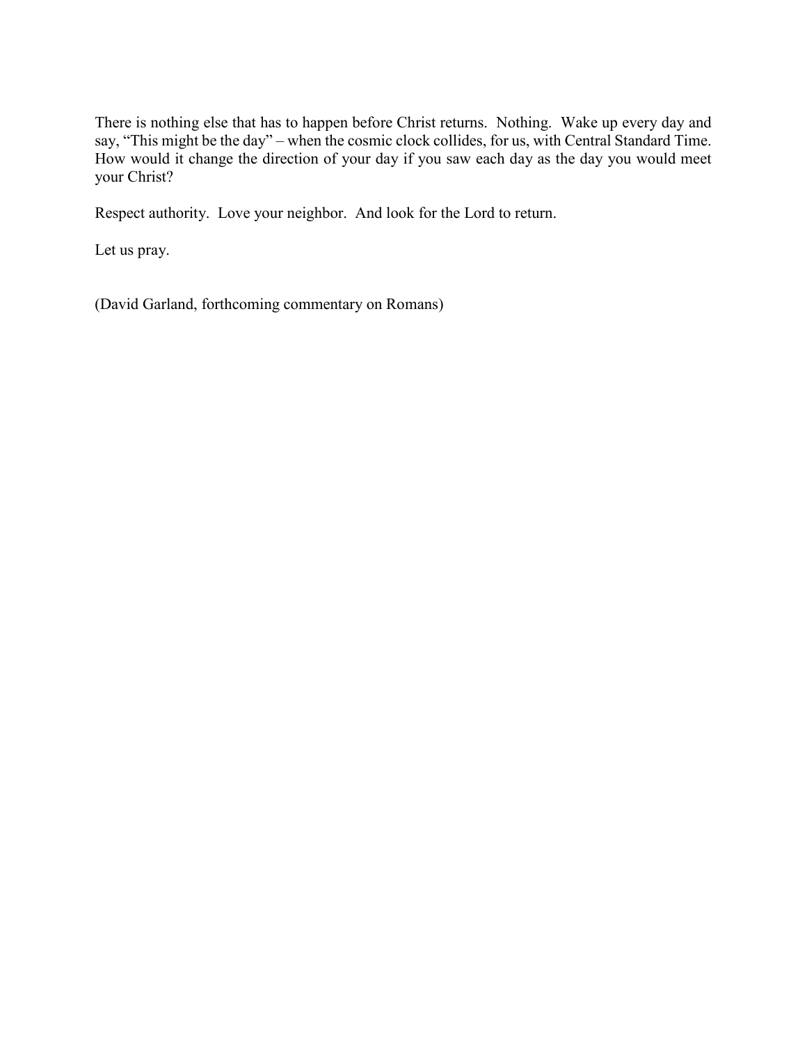There is nothing else that has to happen before Christ returns. Nothing. Wake up every day and say, "This might be the day" – when the cosmic clock collides, for us, with Central Standard Time. How would it change the direction of your day if you saw each day as the day you would meet your Christ?

Respect authority. Love your neighbor. And look for the Lord to return.

Let us pray.

(David Garland, forthcoming commentary on Romans)